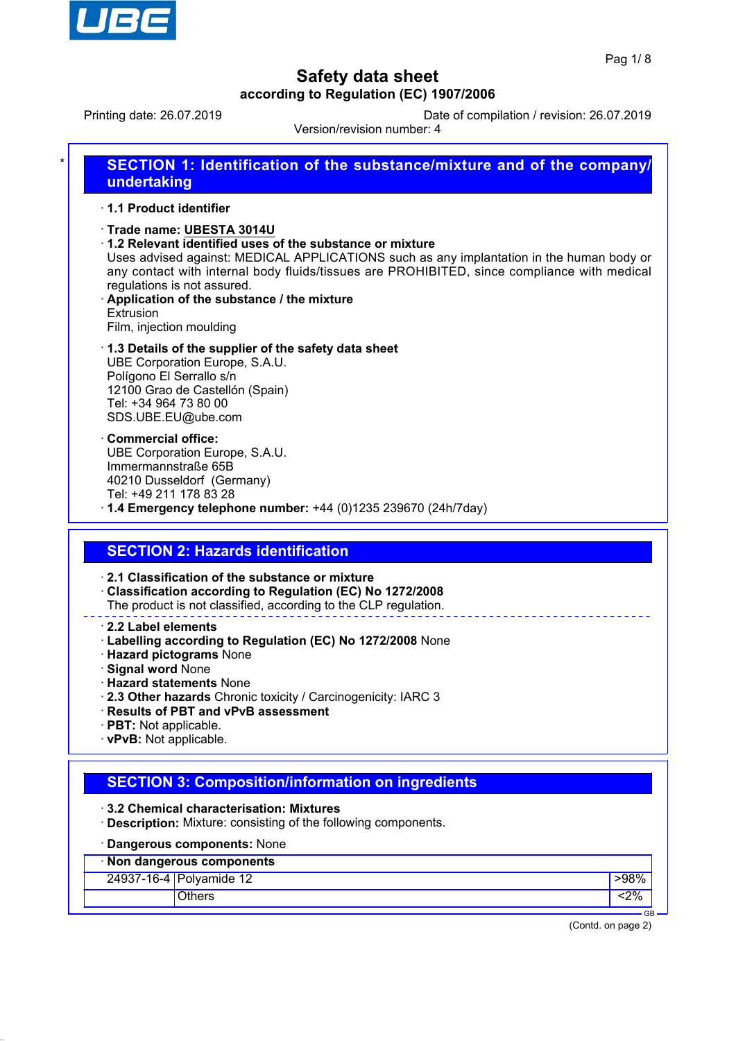# Safety data sheet

**according to Regulation (EC) 1907/2006**

Printing date: 26.07.2019    Date of compilation / revision: 26.07.2019

Version/revision number: 4

## SECTION 1: Identification of the substance/mixture and of the company/undertaking

· **1.1 Product identifier**

· **Trade name: UBESTA 3014U**

· **1.2 Relevant identified uses of the substance or mixture**

Uses advised against: MEDICAL APPLICATIONS such as any implantation in the human body or any contact with internal body fluids/tissues are PROHIBITED, since compliance with medical regulations is not assured.

· **Application of the substance / the mixture**

Extrusion

Film, injection moulding

· **1.3 Details of the supplier of the safety data sheet**

UBE Corporation Europe, S.A.U.
Polígono El Serrallo s/n
12100 Grao de Castellón (Spain)
Tel: +34 964 73 80 00
SDS.UBE.EU@ube.com

· **Commercial office:**

UBE Corporation Europe, S.A.U.
Immermannstraße 65B
40210 Dusseldorf (Germany)
Tel: +49 211 178 83 28

· **1.4 Emergency telephone number:** +44 (0)1235 239670 (24h/7day)

## SECTION 2: Hazards identification

· **2.1 Classification of the substance or mixture**

· **Classification according to Regulation (EC) No 1272/2008**

The product is not classified, according to the CLP regulation.

· **2.2 Label elements**

· **Labelling according to Regulation (EC) No 1272/2008** None

· **Hazard pictograms** None

· **Signal word** None

· **Hazard statements** None

· **2.3 Other hazards** Chronic toxicity / Carcinogenicity: IARC 3

· **Results of PBT and vPvB assessment**

· **PBT:** Not applicable.

· **vPvB:** Not applicable.

## SECTION 3: Composition/information on ingredients

· **3.2 Chemical characterisation: Mixtures**

· **Description:** Mixture: consisting of the following components.

· **Dangerous components:** None

| · Non dangerous components | | |
|---|---|---|
| 24937-16-4 | Polyamide 12 | >98% |
| | Others | <2% |

(Contd. on page 2)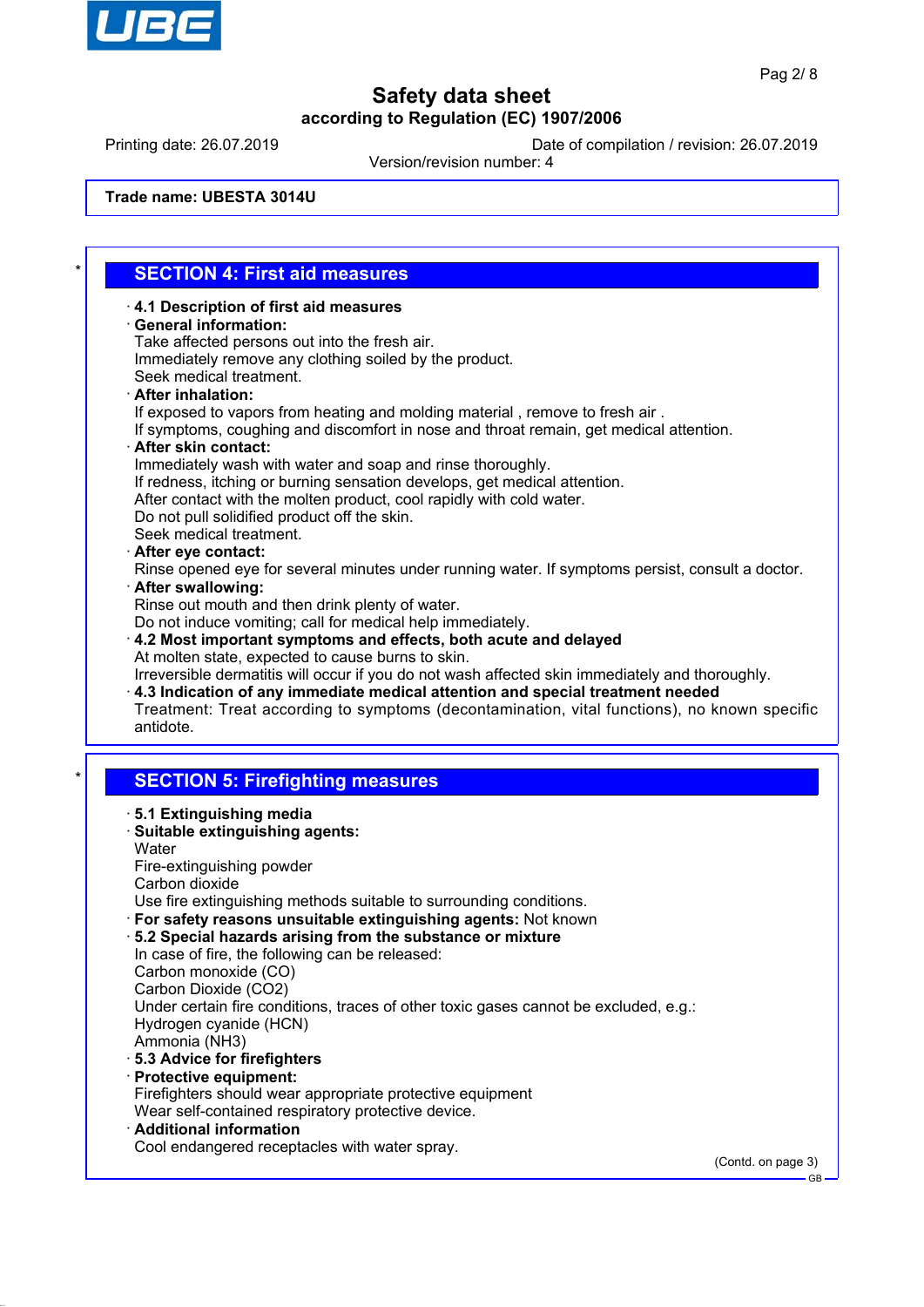Trade name: UBESTA 3014U

## SECTION 4: First aid measures

· **4.1 Description of first aid measures**
· **General information:**
Take affected persons out into the fresh air.
Immediately remove any clothing soiled by the product.
Seek medical treatment.
· **After inhalation:**
If exposed to vapors from heating and molding material , remove to fresh air .
If symptoms, coughing and discomfort in nose and throat remain, get medical attention.
· **After skin contact:**
Immediately wash with water and soap and rinse thoroughly.
If redness, itching or burning sensation develops, get medical attention.
After contact with the molten product, cool rapidly with cold water.
Do not pull solidified product off the skin.
Seek medical treatment.
· **After eye contact:**
Rinse opened eye for several minutes under running water. If symptoms persist, consult a doctor.
· **After swallowing:**
Rinse out mouth and then drink plenty of water.
Do not induce vomiting; call for medical help immediately.
· **4.2 Most important symptoms and effects, both acute and delayed**
At molten state, expected to cause burns to skin.
Irreversible dermatitis will occur if you do not wash affected skin immediately and thoroughly.
· **4.3 Indication of any immediate medical attention and special treatment needed**
Treatment: Treat according to symptoms (decontamination, vital functions), no known specific antidote.

## SECTION 5: Firefighting measures

· **5.1 Extinguishing media**
· **Suitable extinguishing agents:**
Water
Fire-extinguishing powder
Carbon dioxide
Use fire extinguishing methods suitable to surrounding conditions.
· **For safety reasons unsuitable extinguishing agents:** Not known
· **5.2 Special hazards arising from the substance or mixture**
In case of fire, the following can be released:
Carbon monoxide (CO)
Carbon Dioxide ($CO_2$)
Under certain fire conditions, traces of other toxic gases cannot be excluded, e.g.:
Hydrogen cyanide (HCN)
Ammonia ($NH_3$)
· **5.3 Advice for firefighters**
· **Protective equipment:**
Firefighters should wear appropriate protective equipment
Wear self-contained respiratory protective device.
· **Additional information**
Cool endangered receptacles with water spray.

(Contd. on page 3)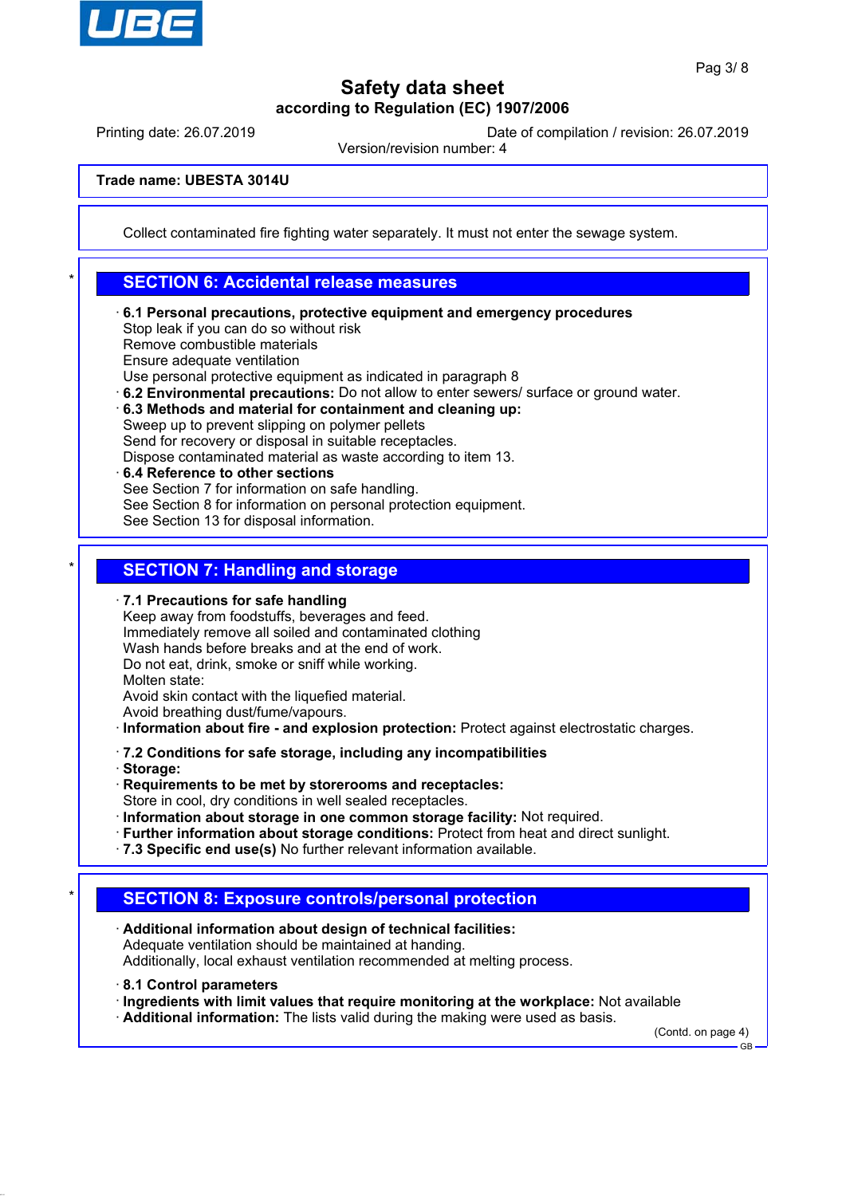Trade name: UBESTA 3014U

Collect contaminated fire fighting water separately. It must not enter the sewage system.

## SECTION 6: Accidental release measures

· **6.1 Personal precautions, protective equipment and emergency procedures**
Stop leak if you can do so without risk
Remove combustible materials
Ensure adequate ventilation
Use personal protective equipment as indicated in paragraph 8
· **6.2 Environmental precautions:** Do not allow to enter sewers/ surface or ground water.
· **6.3 Methods and material for containment and cleaning up:**
Sweep up to prevent slipping on polymer pellets
Send for recovery or disposal in suitable receptacles.
Dispose contaminated material as waste according to item 13.
· **6.4 Reference to other sections**
See Section 7 for information on safe handling.
See Section 8 for information on personal protection equipment.
See Section 13 for disposal information.

## SECTION 7: Handling and storage

· **7.1 Precautions for safe handling**
Keep away from foodstuffs, beverages and feed.
Immediately remove all soiled and contaminated clothing
Wash hands before breaks and at the end of work.
Do not eat, drink, smoke or sniff while working.
Molten state:
Avoid skin contact with the liquefied material.
Avoid breathing dust/fume/vapours.
· **Information about fire - and explosion protection:** Protect against electrostatic charges.

· **7.2 Conditions for safe storage, including any incompatibilities**
· **Storage:**
· **Requirements to be met by storerooms and receptacles:**
Store in cool, dry conditions in well sealed receptacles.
· **Information about storage in one common storage facility:** Not required.
· **Further information about storage conditions:** Protect from heat and direct sunlight.
· **7.3 Specific end use(s)** No further relevant information available.

## SECTION 8: Exposure controls/personal protection

· **Additional information about design of technical facilities:**
Adequate ventilation should be maintained at handing.
Additionally, local exhaust ventilation recommended at melting process.

· **8.1 Control parameters**
· **Ingredients with limit values that require monitoring at the workplace:** Not available
· **Additional information:** The lists valid during the making were used as basis.

(Contd. on page 4)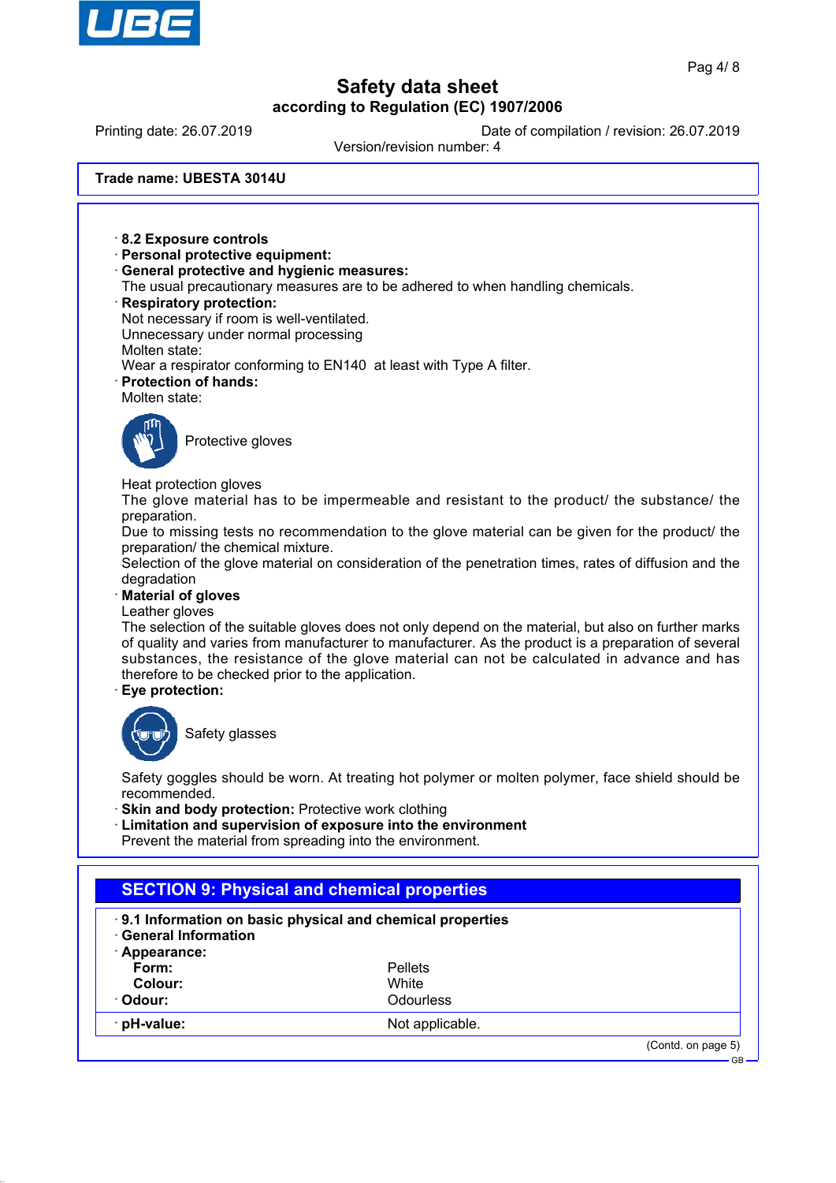**Trade name: UBESTA 3014U**

· **8.2 Exposure controls**
· **Personal protective equipment:**
· **General protective and hygienic measures:**
The usual precautionary measures are to be adhered to when handling chemicals.
· **Respiratory protection:**
Not necessary if room is well-ventilated.
Unnecessary under normal processing
Molten state:
Wear a respirator conforming to EN140 at least with Type A filter.
· **Protection of hands:**
Molten state:

Protective gloves

Heat protection gloves
The glove material has to be impermeable and resistant to the product/ the substance/ the preparation.
Due to missing tests no recommendation to the glove material can be given for the product/ the preparation/ the chemical mixture.
Selection of the glove material on consideration of the penetration times, rates of diffusion and the degradation
· **Material of gloves**
Leather gloves
The selection of the suitable gloves does not only depend on the material, but also on further marks of quality and varies from manufacturer to manufacturer. As the product is a preparation of several substances, the resistance of the glove material can not be calculated in advance and has therefore to be checked prior to the application.
· **Eye protection:**

Safety glasses

Safety goggles should be worn. At treating hot polymer or molten polymer, face shield should be recommended.
· **Skin and body protection:** Protective work clothing
· **Limitation and supervision of exposure into the environment**
Prevent the material from spreading into the environment.

## SECTION 9: Physical and chemical properties

· **9.1 Information on basic physical and chemical properties**
· **General Information**
· **Appearance:**

| | |
|---|---|
| **Form:** | Pellets |
| **Colour:** | White |
| · **Odour:** | Odourless |
| · **pH-value:** | Not applicable. |

(Contd. on page 5)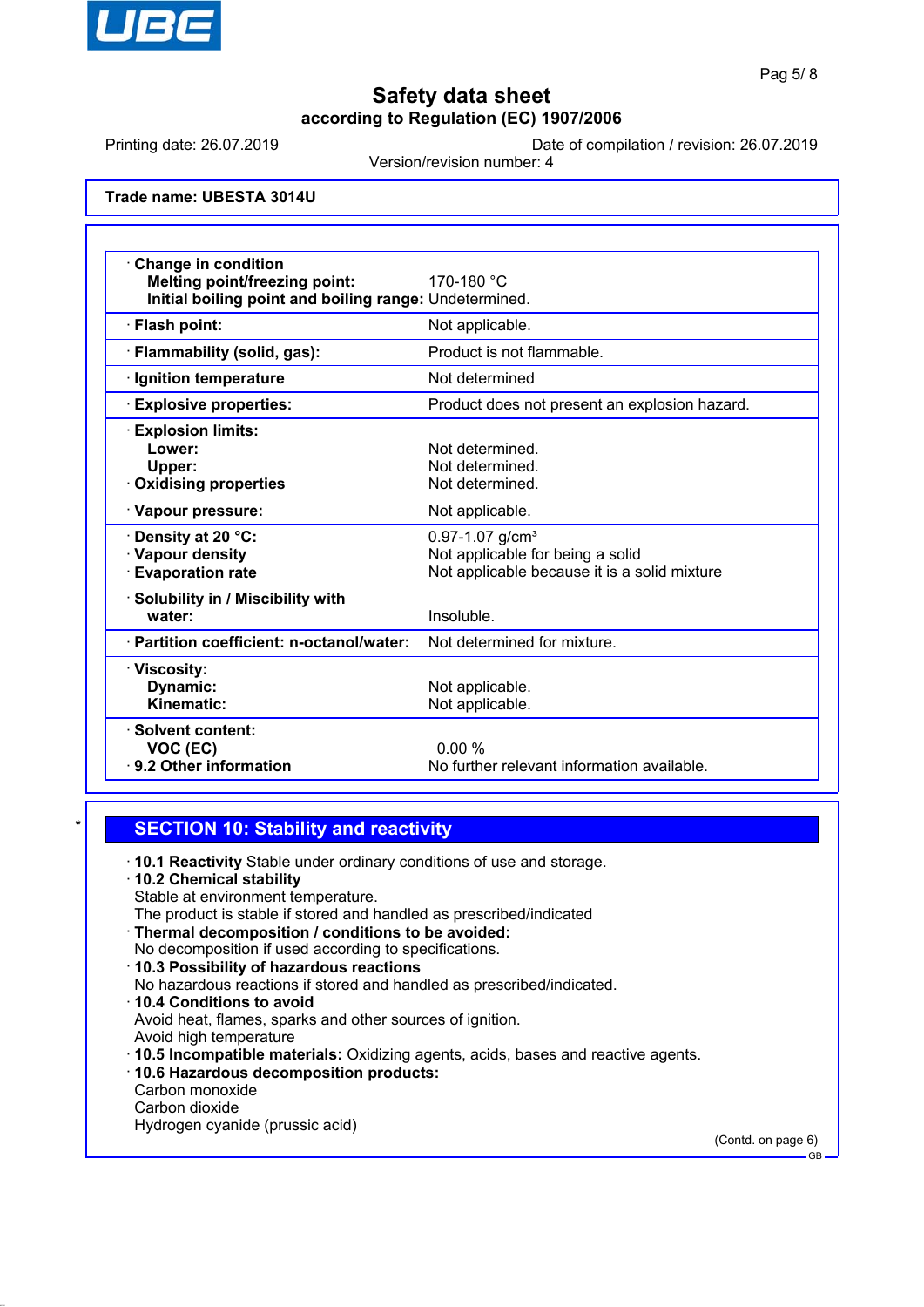**Safety data sheet**
**according to Regulation (EC) 1907/2006**

Printing date: 26.07.2019 | Date of compilation / revision: 26.07.2019
Version/revision number: 4

**Trade name: UBESTA 3014U**

| | |
|---|---|
| · **Change in condition** | |
| **Melting point/freezing point:** | 170-180 °C |
| **Initial boiling point and boiling range:** | Undetermined. |
| · **Flash point:** | Not applicable. |
| · **Flammability (solid, gas):** | Product is not flammable. |
| · **Ignition temperature** | Not determined |
| · **Explosive properties:** | Product does not present an explosion hazard. |
| · **Explosion limits:** | |
| **Lower:** | Not determined. |
| **Upper:** | Not determined. |
| · **Oxidising properties** | Not determined. |
| · **Vapour pressure:** | Not applicable. |
| · **Density at 20 °C:** | 0.97-1.07 g/cm³ |
| · **Vapour density** | Not applicable for being a solid |
| · **Evaporation rate** | Not applicable because it is a solid mixture |
| · **Solubility in / Miscibility with water:** | Insoluble. |
| · **Partition coefficient: n-octanol/water:** | Not determined for mixture. |
| · **Viscosity:** | |
| **Dynamic:** | Not applicable. |
| **Kinematic:** | Not applicable. |
| · **Solvent content:** | |
| **VOC (EC)** | 0.00 % |
| · **9.2 Other information** | No further relevant information available. |

## SECTION 10: Stability and reactivity

· **10.1 Reactivity** Stable under ordinary conditions of use and storage.
· **10.2 Chemical stability**
Stable at environment temperature.
The product is stable if stored and handled as prescribed/indicated
· **Thermal decomposition / conditions to be avoided:**
No decomposition if used according to specifications.
· **10.3 Possibility of hazardous reactions**
No hazardous reactions if stored and handled as prescribed/indicated.
· **10.4 Conditions to avoid**
Avoid heat, flames, sparks and other sources of ignition.
Avoid high temperature
· **10.5 Incompatible materials:** Oxidizing agents, acids, bases and reactive agents.
· **10.6 Hazardous decomposition products:**
Carbon monoxide
Carbon dioxide
Hydrogen cyanide (prussic acid)

(Contd. on page 6)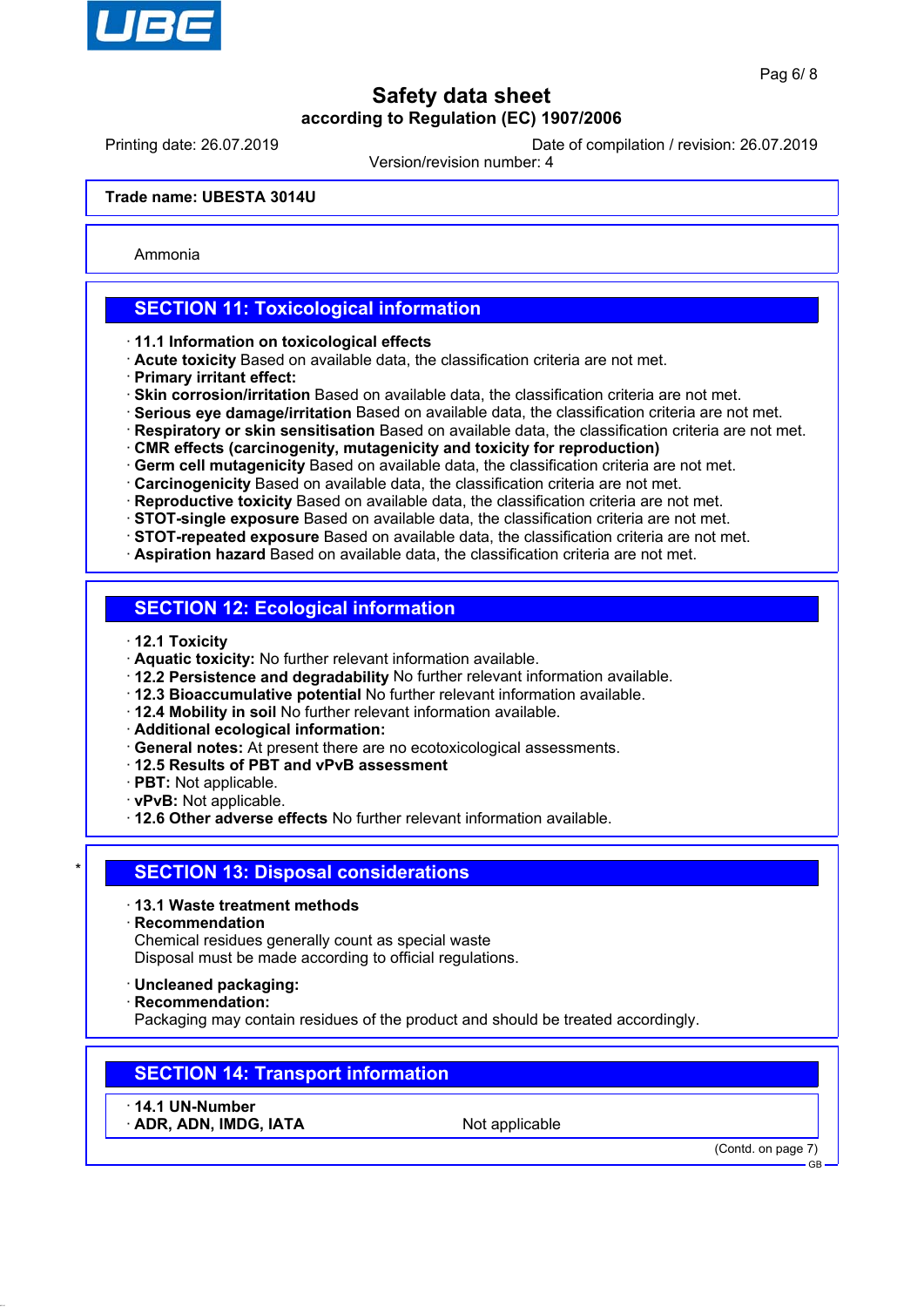Trade name: UBESTA 3014U

Ammonia

## SECTION 11: Toxicological information

- **11.1 Information on toxicological effects**
- **Acute toxicity** Based on available data, the classification criteria are not met.
- **Primary irritant effect:**
- **Skin corrosion/irritation** Based on available data, the classification criteria are not met.
- **Serious eye damage/irritation** Based on available data, the classification criteria are not met.
- **Respiratory or skin sensitisation** Based on available data, the classification criteria are not met.
- **CMR effects (carcinogenity, mutagenicity and toxicity for reproduction)**
- **Germ cell mutagenicity** Based on available data, the classification criteria are not met.
- **Carcinogenicity** Based on available data, the classification criteria are not met.
- **Reproductive toxicity** Based on available data, the classification criteria are not met.
- **STOT-single exposure** Based on available data, the classification criteria are not met.
- **STOT-repeated exposure** Based on available data, the classification criteria are not met.
- **Aspiration hazard** Based on available data, the classification criteria are not met.

## SECTION 12: Ecological information

- **12.1 Toxicity**
- **Aquatic toxicity:** No further relevant information available.
- **12.2 Persistence and degradability** No further relevant information available.
- **12.3 Bioaccumulative potential** No further relevant information available.
- **12.4 Mobility in soil** No further relevant information available.
- **Additional ecological information:**
- **General notes:** At present there are no ecotoxicological assessments.
- **12.5 Results of PBT and vPvB assessment**
- **PBT:** Not applicable.
- **vPvB:** Not applicable.
- **12.6 Other adverse effects** No further relevant information available.

## * SECTION 13: Disposal considerations

- **13.1 Waste treatment methods**
- **Recommendation**

  Chemical residues generally count as special waste

  Disposal must be made according to official regulations.

- **Uncleaned packaging:**
- **Recommendation:**

  Packaging may contain residues of the product and should be treated accordingly.

## SECTION 14: Transport information

| · 14.1 UN-Number | |
|---|---|
| · ADR, ADN, IMDG, IATA | Not applicable |

(Contd. on page 7)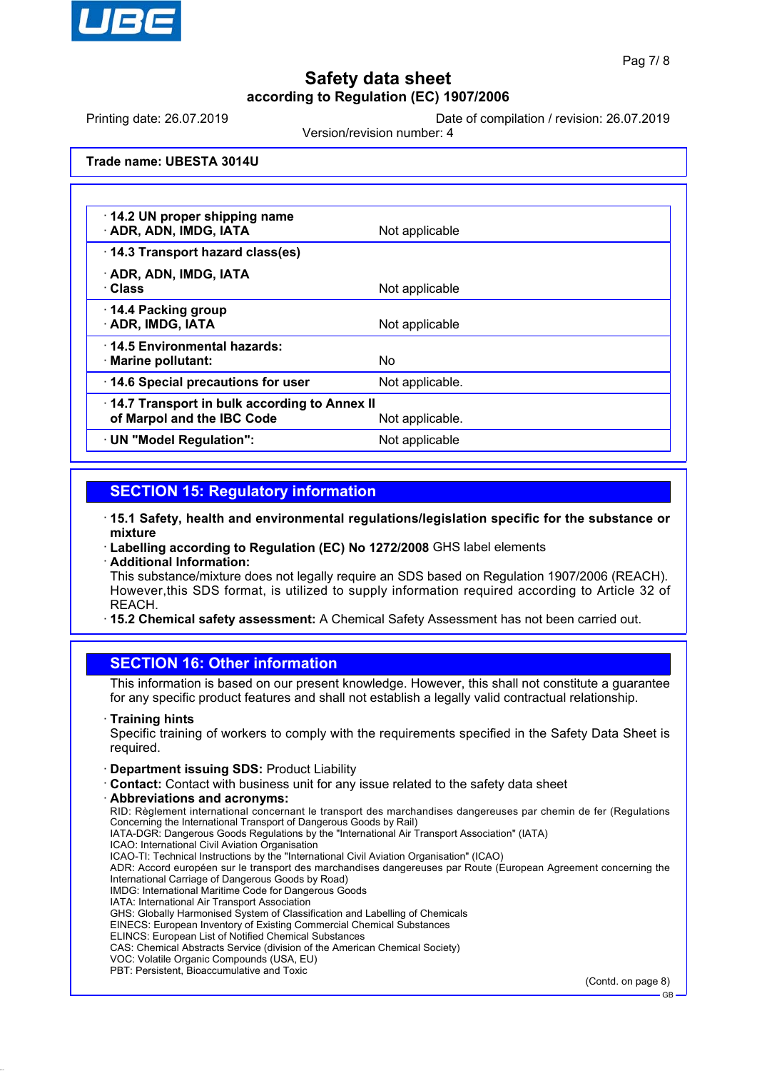**Trade name: UBESTA 3014U**

| | |
|---|---|
| · **14.2 UN proper shipping name** · **ADR, ADN, IMDG, IATA** | Not applicable |
| · **14.3 Transport hazard class(es)** · **ADR, ADN, IMDG, IATA** · **Class** | Not applicable |
| · **14.4 Packing group** · **ADR, IMDG, IATA** | Not applicable |
| · **14.5 Environmental hazards:** · **Marine pollutant:** | No |
| · **14.6 Special precautions for user** | Not applicable. |
| · **14.7 Transport in bulk according to Annex II of Marpol and the IBC Code** | Not applicable. |
| · **UN "Model Regulation":** | Not applicable |

## SECTION 15: Regulatory information

· **15.1 Safety, health and environmental regulations/legislation specific for the substance or mixture**
· **Labelling according to Regulation (EC) No 1272/2008** GHS label elements
· **Additional Information:**
This substance/mixture does not legally require an SDS based on Regulation 1907/2006 (REACH). However,this SDS format, is utilized to supply information required according to Article 32 of REACH.
· **15.2 Chemical safety assessment:** A Chemical Safety Assessment has not been carried out.

## SECTION 16: Other information

This information is based on our present knowledge. However, this shall not constitute a guarantee for any specific product features and shall not establish a legally valid contractual relationship.

· **Training hints**
Specific training of workers to comply with the requirements specified in the Safety Data Sheet is required.

· **Department issuing SDS:** Product Liability
· **Contact:** Contact with business unit for any issue related to the safety data sheet
· **Abbreviations and acronyms:**
RID: Règlement international concernant le transport des marchandises dangereuses par chemin de fer (Regulations Concerning the International Transport of Dangerous Goods by Rail)
IATA-DGR: Dangerous Goods Regulations by the "International Air Transport Association" (IATA)
ICAO: International Civil Aviation Organisation
ICAO-TI: Technical Instructions by the "International Civil Aviation Organisation" (ICAO)
ADR: Accord européen sur le transport des marchandises dangereuses par Route (European Agreement concerning the International Carriage of Dangerous Goods by Road)
IMDG: International Maritime Code for Dangerous Goods
IATA: International Air Transport Association
GHS: Globally Harmonised System of Classification and Labelling of Chemicals
EINECS: European Inventory of Existing Commercial Chemical Substances
ELINCS: European List of Notified Chemical Substances
CAS: Chemical Abstracts Service (division of the American Chemical Society)
VOC: Volatile Organic Compounds (USA, EU)
PBT: Persistent, Bioaccumulative and Toxic

(Contd. on page 8)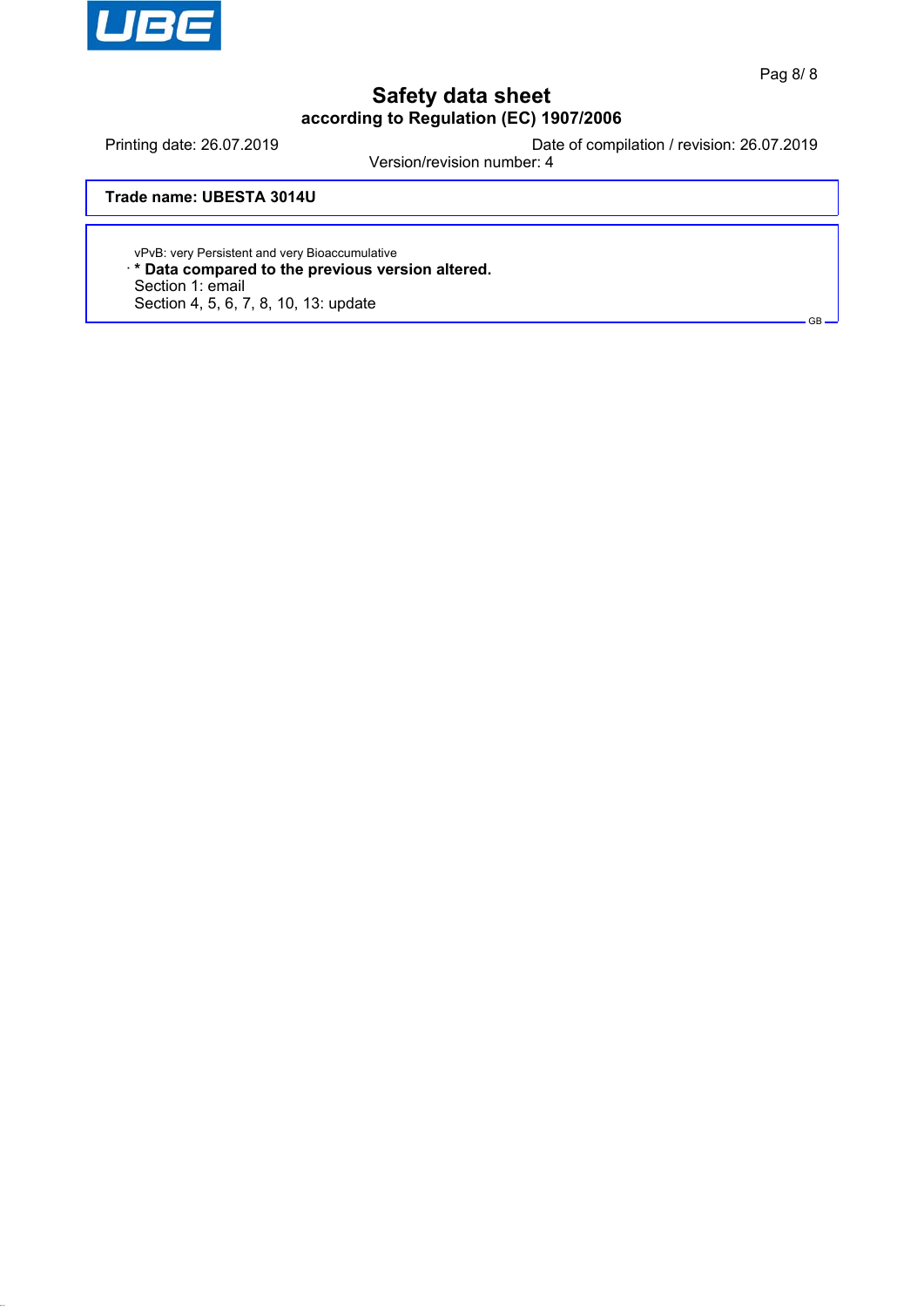vPvB: very Persistent and very Bioaccumulative

· **\* Data compared to the previous version altered.**

Section 1: email

Section 4, 5, 6, 7, 8, 10, 13: update